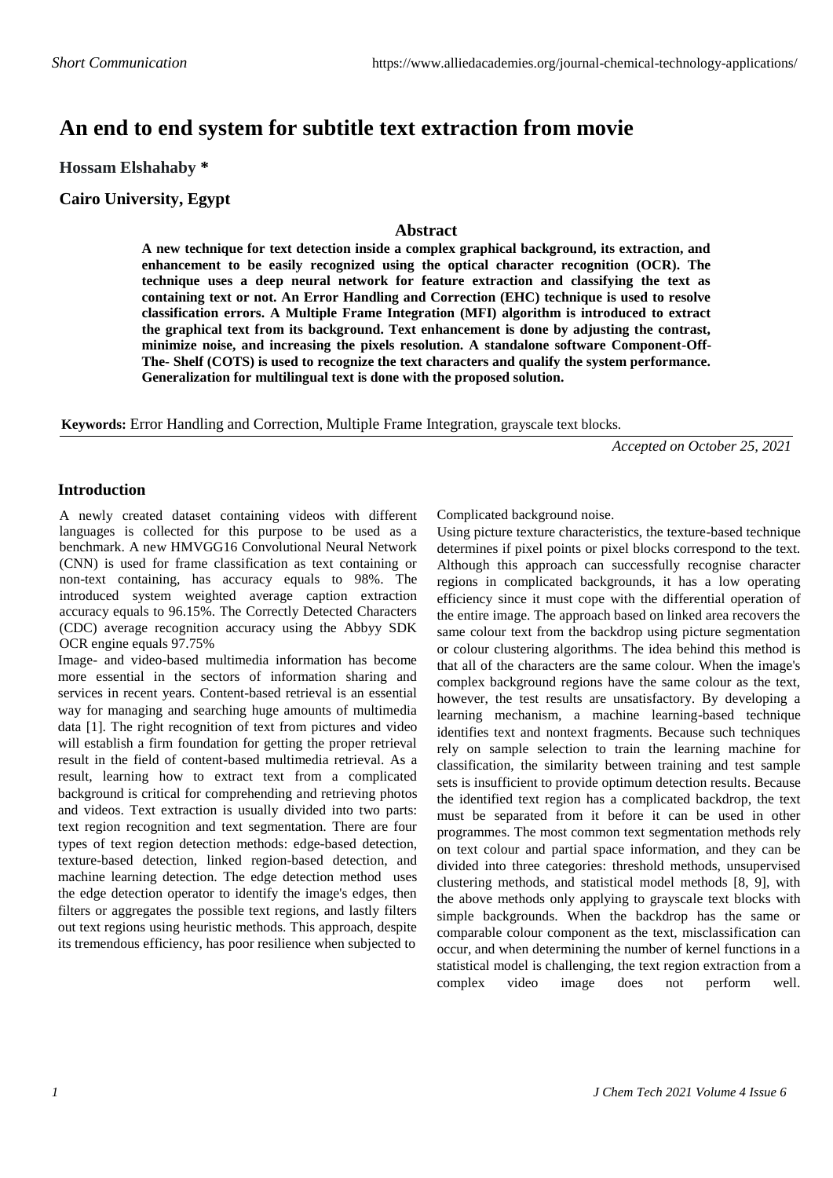# An end to end system for subtitle text extraction from movie

**Hossam Elshahaby ***

**Cairo University, Egypt**

## Abstract

**A new technique for text detection inside a complex graphical background, its extraction, and enhancement to be easily recognized using the optical character recognition (OCR). The technique uses a deep neural network for feature extraction and classifying the text as containing text or not. An Error Handling and Correction (EHC) technique is used to resolve classification errors. A Multiple Frame Integration (MFI) algorithm is introduced to extract the graphical text from its background. Text enhancement is done by adjusting the contrast, minimize noise, and increasing the pixels resolution. A standalone software Component-Off-The- Shelf (COTS) is used to recognize the text characters and qualify the system performance. Generalization for multilingual text is done with the proposed solution.**

**Keywords:** Error Handling and Correction, Multiple Frame Integration, grayscale text blocks.

*Accepted on October 25, 2021*

## Introduction

A newly created dataset containing videos with different languages is collected for this purpose to be used as a benchmark. A new HMVGG16 Convolutional Neural Network (CNN) is used for frame classification as text containing or non-text containing, has accuracy equals to 98%. The introduced system weighted average caption extraction accuracy equals to 96.15%. The Correctly Detected Characters (CDC) average recognition accuracy using the Abbyy SDK OCR engine equals 97.75%

Image- and video-based multimedia information has become more essential in the sectors of information sharing and services in recent years. Content-based retrieval is an essential way for managing and searching huge amounts of multimedia data [1]. The right recognition of text from pictures and video will establish a firm foundation for getting the proper retrieval result in the field of content-based multimedia retrieval. As a result, learning how to extract text from a complicated background is critical for comprehending and retrieving photos and videos. Text extraction is usually divided into two parts: text region recognition and text segmentation. There are four types of text region detection methods: edge-based detection, texture-based detection, linked region-based detection, and machine learning detection. The edge detection method uses the edge detection operator to identify the image's edges, then filters or aggregates the possible text regions, and lastly filters out text regions using heuristic methods. This approach, despite its tremendous efficiency, has poor resilience when subjected to Complicated background noise.

Using picture texture characteristics, the texture-based technique determines if pixel points or pixel blocks correspond to the text. Although this approach can successfully recognise character regions in complicated backgrounds, it has a low operating efficiency since it must cope with the differential operation of the entire image. The approach based on linked area recovers the same colour text from the backdrop using picture segmentation or colour clustering algorithms. The idea behind this method is that all of the characters are the same colour. When the image's complex background regions have the same colour as the text, however, the test results are unsatisfactory. By developing a learning mechanism, a machine learning-based technique identifies text and nontext fragments. Because such techniques rely on sample selection to train the learning machine for classification, the similarity between training and test sample sets is insufficient to provide optimum detection results. Because the identified text region has a complicated backdrop, the text must be separated from it before it can be used in other programmes. The most common text segmentation methods rely on text colour and partial space information, and they can be divided into three categories: threshold methods, unsupervised clustering methods, and statistical model methods [8, 9], with the above methods only applying to grayscale text blocks with simple backgrounds. When the backdrop has the same or comparable colour component as the text, misclassification can occur, and when determining the number of kernel functions in a statistical model is challenging, the text region extraction from a complex video image does not perform well.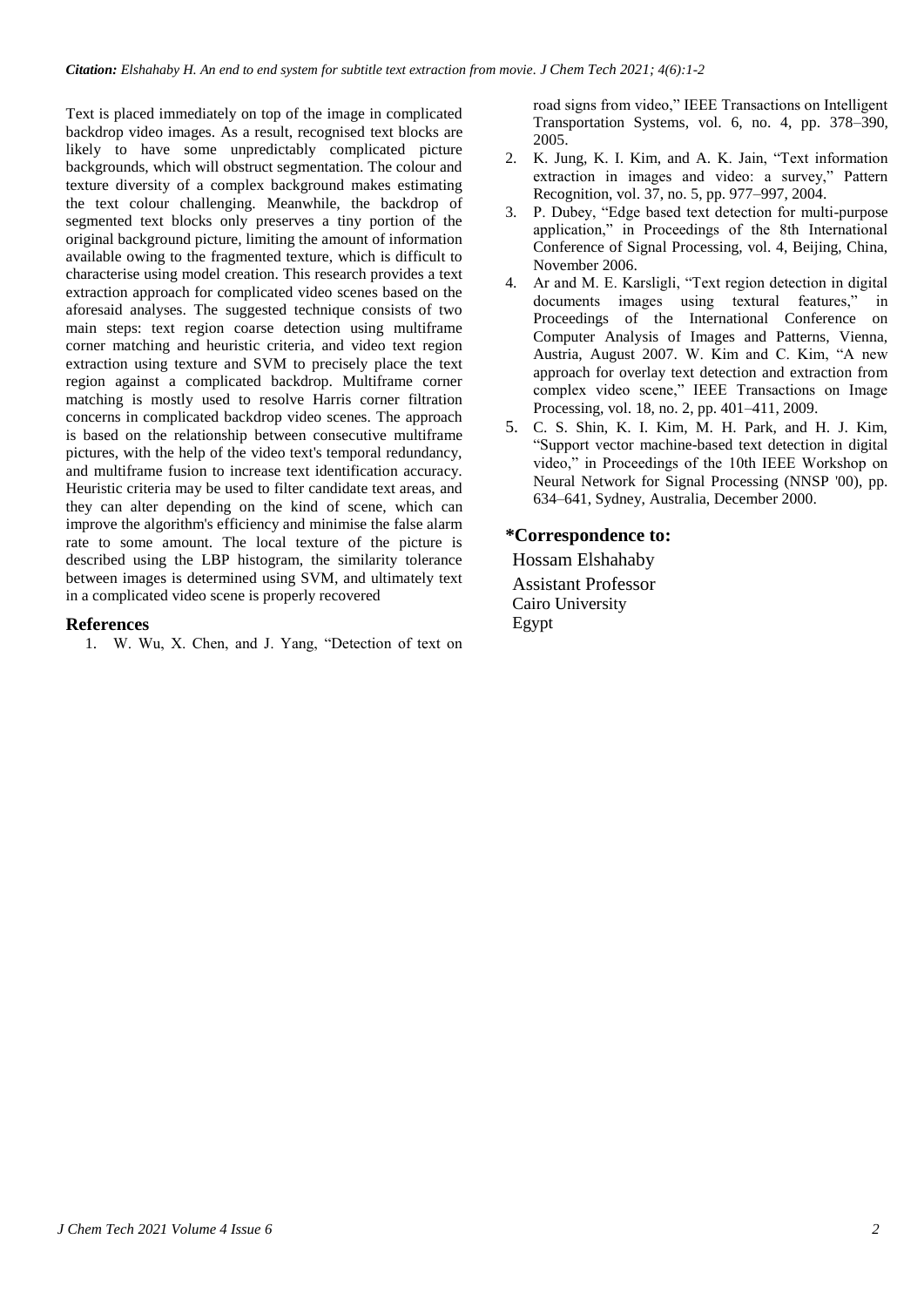Text is placed immediately on top of the image in complicated backdrop video images. As a result, recognised text blocks are likely to have some unpredictably complicated picture backgrounds, which will obstruct segmentation. The colour and texture diversity of a complex background makes estimating the text colour challenging. Meanwhile, the backdrop of segmented text blocks only preserves a tiny portion of the original background picture, limiting the amount of information available owing to the fragmented texture, which is difficult to characterise using model creation. This research provides a text extraction approach for complicated video scenes based on the aforesaid analyses. The suggested technique consists of two main steps: text region coarse detection using multiframe corner matching and heuristic criteria, and video text region extraction using texture and SVM to precisely place the text region against a complicated backdrop. Multiframe corner matching is mostly used to resolve Harris corner filtration concerns in complicated backdrop video scenes. The approach is based on the relationship between consecutive multiframe pictures, with the help of the video text's temporal redundancy, and multiframe fusion to increase text identification accuracy. Heuristic criteria may be used to filter candidate text areas, and they can alter depending on the kind of scene, which can improve the algorithm's efficiency and minimise the false alarm rate to some amount. The local texture of the picture is described using the LBP histogram, the similarity tolerance between images is determined using SVM, and ultimately text in a complicated video scene is properly recovered

## References

1. W. Wu, X. Chen, and J. Yang, "Detection of text on road signs from video," IEEE Transactions on Intelligent Transportation Systems, vol. 6, no. 4, pp. 378–390, 2005.
2. K. Jung, K. I. Kim, and A. K. Jain, "Text information extraction in images and video: a survey," Pattern Recognition, vol. 37, no. 5, pp. 977–997, 2004.
3. P. Dubey, "Edge based text detection for multi-purpose application," in Proceedings of the 8th International Conference of Signal Processing, vol. 4, Beijing, China, November 2006.
4. Ar and M. E. Karsligli, "Text region detection in digital documents images using textural features," in Proceedings of the International Conference on Computer Analysis of Images and Patterns, Vienna, Austria, August 2007. W. Kim and C. Kim, "A new approach for overlay text detection and extraction from complex video scene," IEEE Transactions on Image Processing, vol. 18, no. 2, pp. 401–411, 2009.
5. C. S. Shin, K. I. Kim, M. H. Park, and H. J. Kim, "Support vector machine-based text detection in digital video," in Proceedings of the 10th IEEE Workshop on Neural Network for Signal Processing (NNSP '00), pp. 634–641, Sydney, Australia, December 2000.

### *Correspondence to:

Hossam Elshahaby
Assistant Professor
Cairo University
Egypt